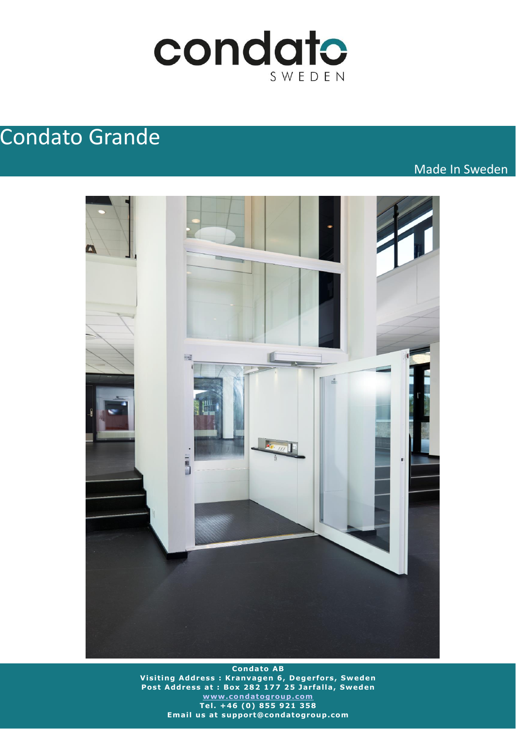condato
SWEDEN

# Condato Grande

Made In Sweden

**Condato AB**
**Visiting Address : Kranvagen 6, Degerfors, Sweden**
**Post Address at : Box 282 177 25 Jarfalla, Sweden**
**www.condatogroup.com**
**Tel. +46 (0) 855 921 358**
**Email us at support@condatogroup.com**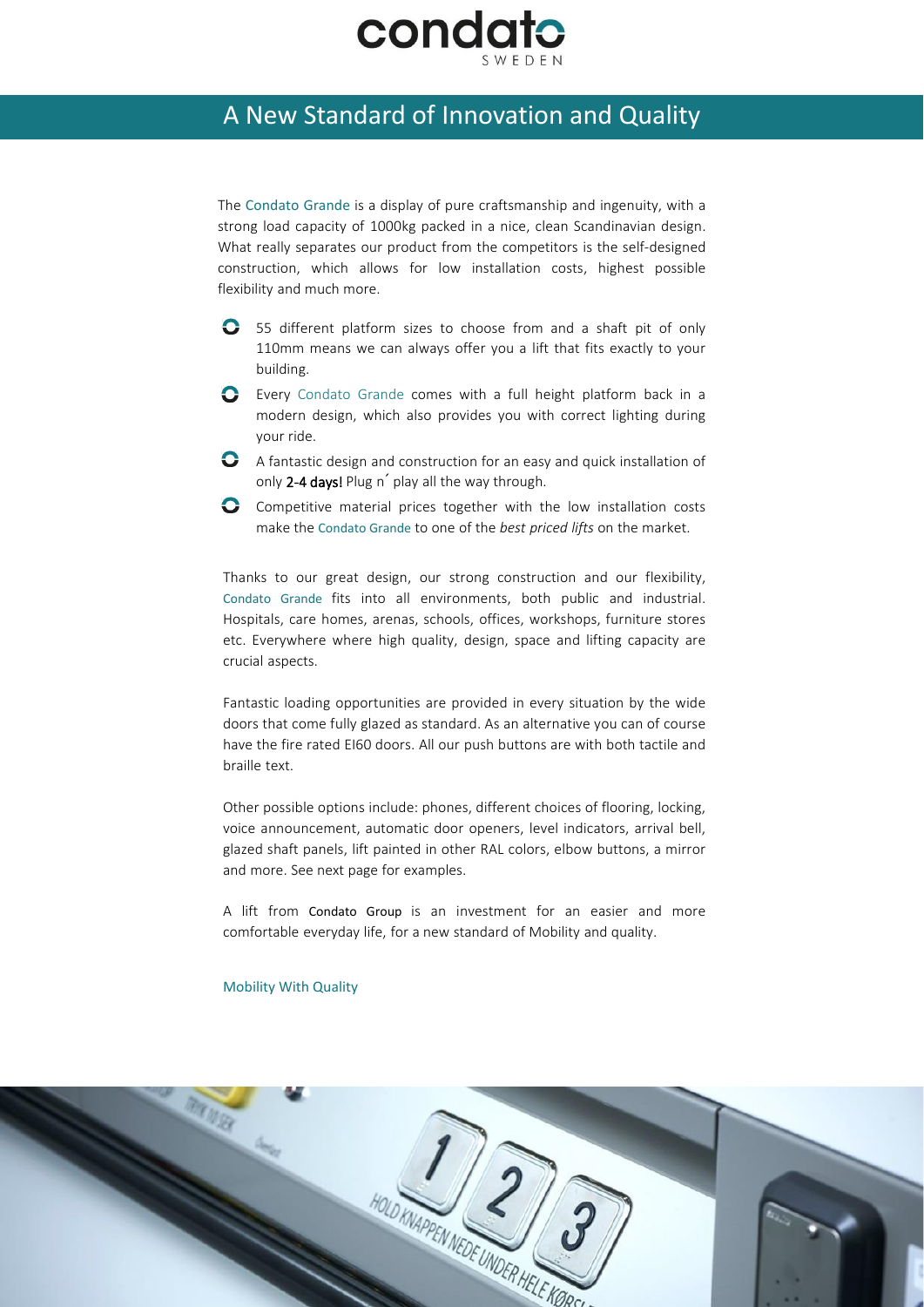# A New Standard of Innovation and Quality

The Condato Grande is a display of pure craftsmanship and ingenuity, with a strong load capacity of 1000kg packed in a nice, clean Scandinavian design. What really separates our product from the competitors is the self-designed construction, which allows for low installation costs, highest possible flexibility and much more.

- 55 different platform sizes to choose from and a shaft pit of only 110mm means we can always offer you a lift that fits exactly to your building.
- Every Condato Grande comes with a full height platform back in a modern design, which also provides you with correct lighting during your ride.
- A fantastic design and construction for an easy and quick installation of only **2-4 days!** Plug n´ play all the way through.
- Competitive material prices together with the low installation costs make the Condato Grande to one of the *best priced lifts* on the market.

Thanks to our great design, our strong construction and our flexibility, Condato Grande fits into all environments, both public and industrial. Hospitals, care homes, arenas, schools, offices, workshops, furniture stores etc. Everywhere where high quality, design, space and lifting capacity are crucial aspects.

Fantastic loading opportunities are provided in every situation by the wide doors that come fully glazed as standard. As an alternative you can of course have the fire rated EI60 doors. All our push buttons are with both tactile and braille text.

Other possible options include: phones, different choices of flooring, locking, voice announcement, automatic door openers, level indicators, arrival bell, glazed shaft panels, lift painted in other RAL colors, elbow buttons, a mirror and more. See next page for examples.

A lift from Condato Group is an investment for an easier and more comfortable everyday life, for a new standard of Mobility and quality.

Mobility With Quality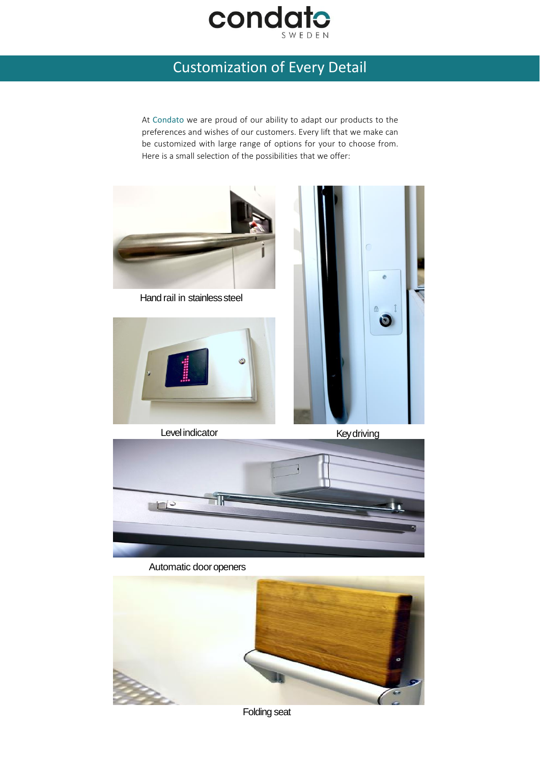# Customization of Every Detail

At Condato we are proud of our ability to adapt our products to the preferences and wishes of our customers. Every lift that we make can be customized with large range of options for your to choose from. Here is a small selection of the possibilities that we offer:

Hand rail in stainless steel

Level indicator

Key driving

Automatic door openers

Folding seat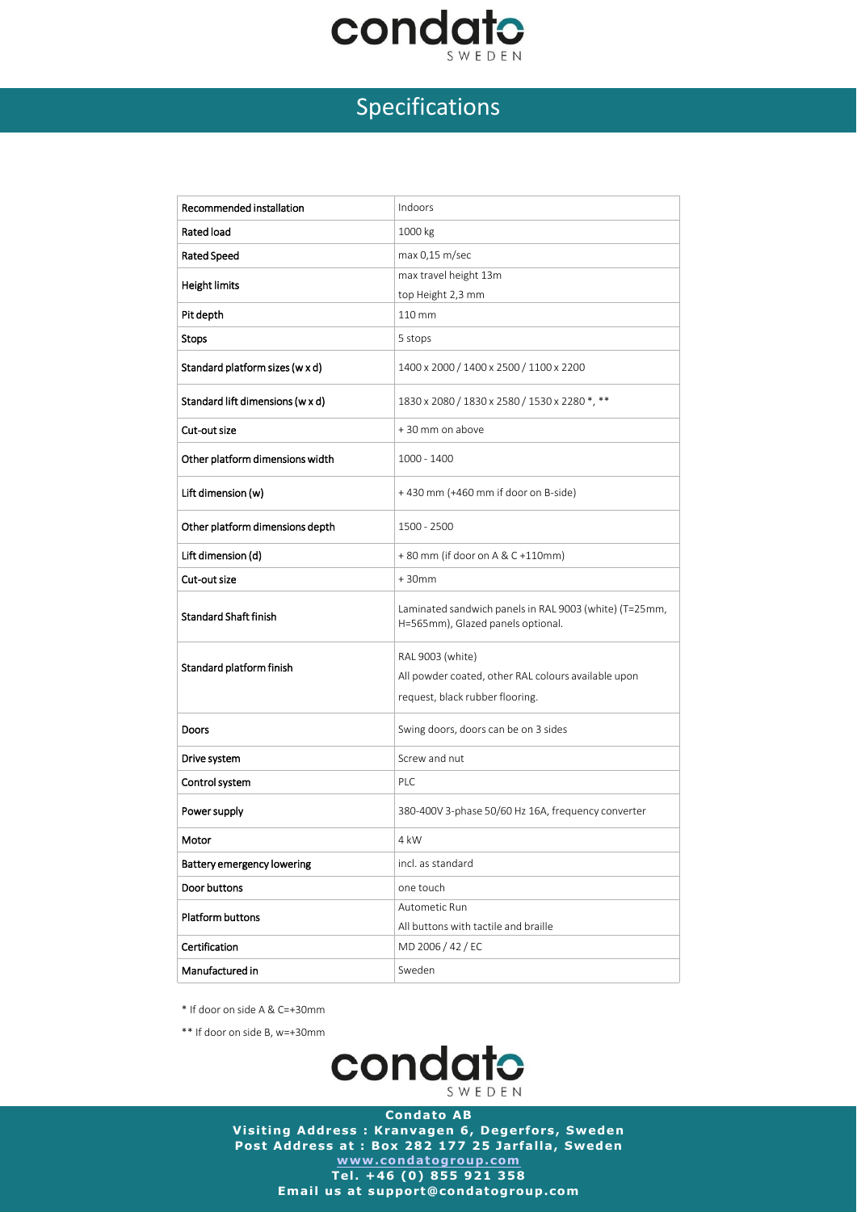# Specifications

| | |
|---|---|
| Recommended installation | Indoors |
| Rated load | 1000 kg |
| Rated Speed | max 0,15 m/sec |
| Height limits | max travel height 13m<br>top Height 2,3 mm |
| Pit depth | 110 mm |
| Stops | 5 stops |
| Standard platform sizes (w x d) | 1400 x 2000 / 1400 x 2500 / 1100 x 2200 |
| Standard lift dimensions (w x d) | 1830 x 2080 / 1830 x 2580 / 1530 x 2280 *, ** |
| Cut-out size | + 30 mm on above |
| Other platform dimensions width | 1000 - 1400 |
| Lift dimension (w) | + 430 mm (+460 mm if door on B-side) |
| Other platform dimensions depth | 1500 - 2500 |
| Lift dimension (d) | + 80 mm (if door on A & C +110mm) |
| Cut-out size | + 30mm |
| Standard Shaft finish | Laminated sandwich panels in RAL 9003 (white) (T=25mm, H=565mm), Glazed panels optional. |
| Standard platform finish | RAL 9003 (white)<br>All powder coated, other RAL colours available upon request, black rubber flooring. |
| Doors | Swing doors, doors can be on 3 sides |
| Drive system | Screw and nut |
| Control system | PLC |
| Power supply | 380-400V 3-phase 50/60 Hz 16A, frequency converter |
| Motor | 4 kW |
| Battery emergency lowering | incl. as standard |
| Door buttons | one touch |
| Platform buttons | Autometic Run<br>All buttons with tactile and braille |
| Certification | MD 2006 / 42 / EC |
| Manufactured in | Sweden |

* If door on side A & C=+30mm

** If door on side B, w=+30mm

**Condato AB**
**Visiting Address : Kranvagen 6, Degerfors, Sweden**
**Post Address at : Box 282 177 25 Jarfalla, Sweden**
**www.condatogroup.com**
**Tel. +46 (0) 855 921 358**
**Email us at support@condatogroup.com**